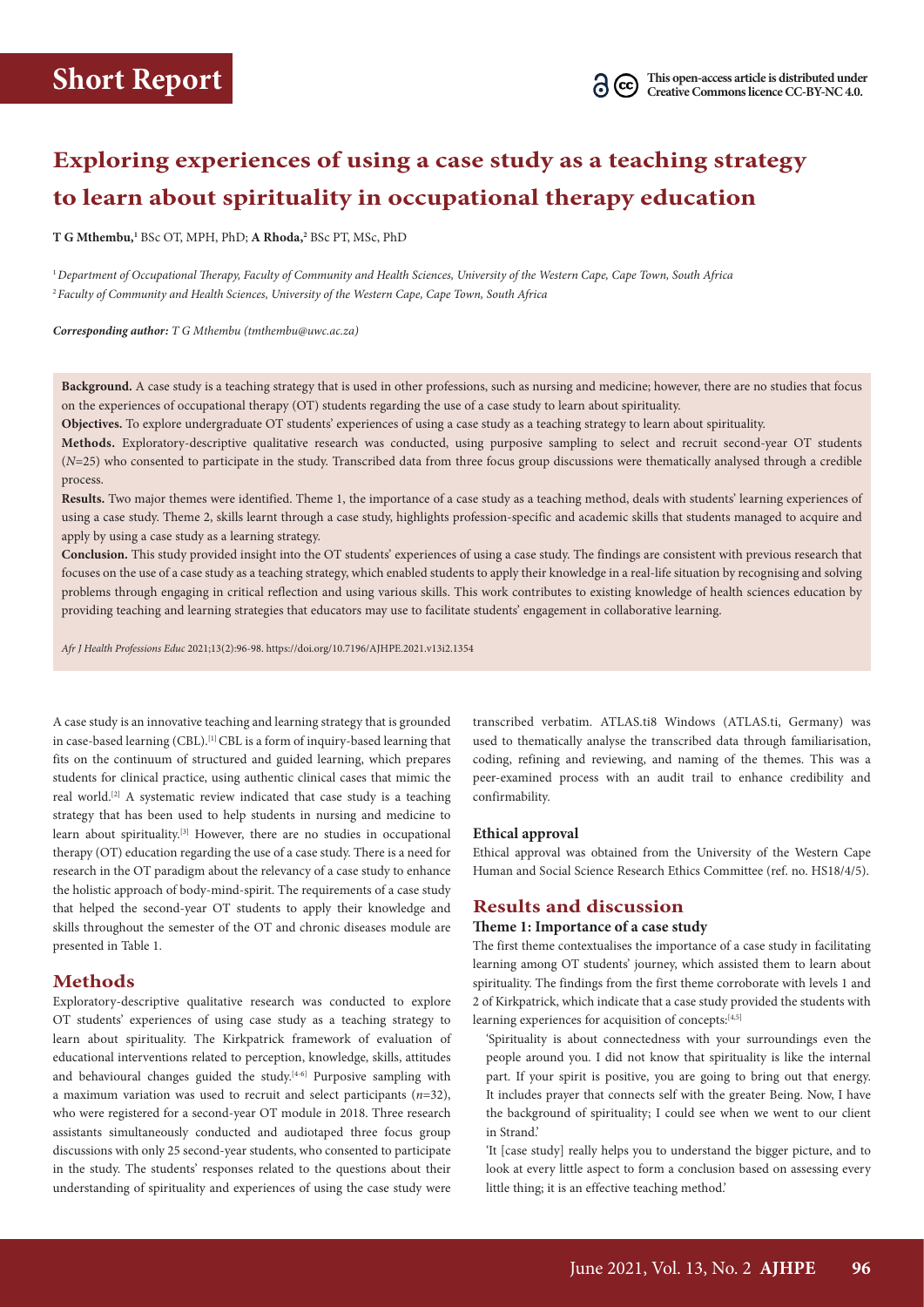Short Report

This open-access article is distributed under Creative Commons licence CC-BY-NC 4.0.

# Exploring experiences of using a case study as a teaching strategy to learn about spirituality in occupational therapy education

**T G Mthembu,**[1] BSc OT, MPH, PhD; **A Rhoda,**[2] BSc PT, MSc, PhD

[1] *Department of Occupational Therapy, Faculty of Community and Health Sciences, University of the Western Cape, Cape Town, South Africa*
[2] *Faculty of Community and Health Sciences, University of the Western Cape, Cape Town, South Africa*

***Corresponding author:*** *T G Mthembu (tmthembu@uwc.ac.za)*

**Background.** A case study is a teaching strategy that is used in other professions, such as nursing and medicine; however, there are no studies that focus on the experiences of occupational therapy (OT) students regarding the use of a case study to learn about spirituality.

**Objectives.** To explore undergraduate OT students' experiences of using a case study as a teaching strategy to learn about spirituality.

**Methods.** Exploratory-descriptive qualitative research was conducted, using purposive sampling to select and recruit second-year OT students (*N*=25) who consented to participate in the study. Transcribed data from three focus group discussions were thematically analysed through a credible process.

**Results.** Two major themes were identified. Theme 1, the importance of a case study as a teaching method, deals with students' learning experiences of using a case study. Theme 2, skills learnt through a case study, highlights profession-specific and academic skills that students managed to acquire and apply by using a case study as a learning strategy.

**Conclusion.** This study provided insight into the OT students' experiences of using a case study. The findings are consistent with previous research that focuses on the use of a case study as a teaching strategy, which enabled students to apply their knowledge in a real-life situation by recognising and solving problems through engaging in critical reflection and using various skills. This work contributes to existing knowledge of health sciences education by providing teaching and learning strategies that educators may use to facilitate students' engagement in collaborative learning.

*Afr J Health Professions Educ* 2021;13(2):96-98. https://doi.org/10.7196/AJHPE.2021.v13i2.1354

A case study is an innovative teaching and learning strategy that is grounded in case-based learning (CBL).[1] CBL is a form of inquiry-based learning that fits on the continuum of structured and guided learning, which prepares students for clinical practice, using authentic clinical cases that mimic the real world.[2] A systematic review indicated that case study is a teaching strategy that has been used to help students in nursing and medicine to learn about spirituality.[3] However, there are no studies in occupational therapy (OT) education regarding the use of a case study. There is a need for research in the OT paradigm about the relevancy of a case study to enhance the holistic approach of body-mind-spirit. The requirements of a case study that helped the second-year OT students to apply their knowledge and skills throughout the semester of the OT and chronic diseases module are presented in Table 1.

## Methods

Exploratory-descriptive qualitative research was conducted to explore OT students' experiences of using case study as a teaching strategy to learn about spirituality. The Kirkpatrick framework of evaluation of educational interventions related to perception, knowledge, skills, attitudes and behavioural changes guided the study.[4-6] Purposive sampling with a maximum variation was used to recruit and select participants (*n*=32), who were registered for a second-year OT module in 2018. Three research assistants simultaneously conducted and audiotaped three focus group discussions with only 25 second-year students, who consented to participate in the study. The students' responses related to the questions about their understanding of spirituality and experiences of using the case study were transcribed verbatim. ATLAS.ti8 Windows (ATLAS.ti, Germany) was used to thematically analyse the transcribed data through familiarisation, coding, refining and reviewing, and naming of the themes. This was a peer-examined process with an audit trail to enhance credibility and confirmability.

### Ethical approval

Ethical approval was obtained from the University of the Western Cape Human and Social Science Research Ethics Committee (ref. no. HS18/4/5).

## Results and discussion

### Theme 1: Importance of a case study

The first theme contextualises the importance of a case study in facilitating learning among OT students' journey, which assisted them to learn about spirituality. The findings from the first theme corroborate with levels 1 and 2 of Kirkpatrick, which indicate that a case study provided the students with learning experiences for acquisition of concepts:[4,5]

'Spirituality is about connectedness with your surroundings even the people around you. I did not know that spirituality is like the internal part. If your spirit is positive, you are going to bring out that energy. It includes prayer that connects self with the greater Being. Now, I have the background of spirituality; I could see when we went to our client in Strand.'

'It [case study] really helps you to understand the bigger picture, and to look at every little aspect to form a conclusion based on assessing every little thing; it is an effective teaching method.'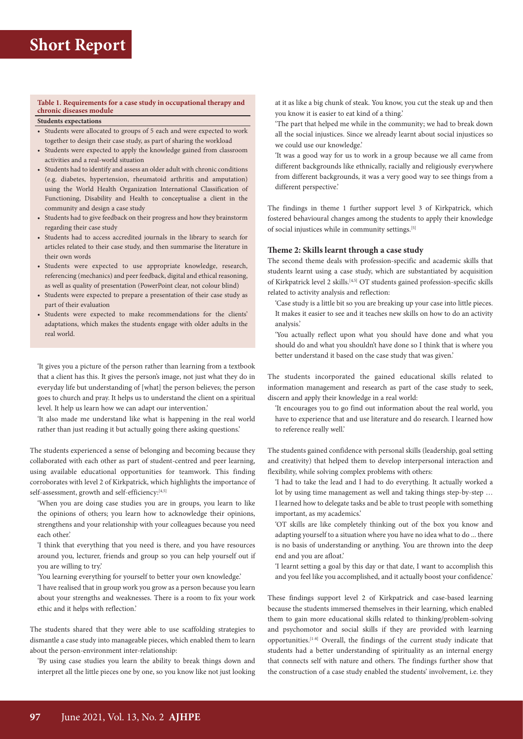**Table 1. Requirements for a case study in occupational therapy and chronic diseases module**

**Students expectations**

- Students were allocated to groups of 5 each and were expected to work together to design their case study, as part of sharing the workload
- Students were expected to apply the knowledge gained from classroom activities and a real-world situation
- Students had to identify and assess an older adult with chronic conditions (e.g. diabetes, hypertension, rheumatoid arthritis and amputation) using the World Health Organization International Classification of Functioning, Disability and Health to conceptualise a client in the community and design a case study
- Students had to give feedback on their progress and how they brainstorm regarding their case study
- Students had to access accredited journals in the library to search for articles related to their case study, and then summarise the literature in their own words
- Students were expected to use appropriate knowledge, research, referencing (mechanics) and peer feedback, digital and ethical reasoning, as well as quality of presentation (PowerPoint clear, not colour blind)
- Students were expected to prepare a presentation of their case study as part of their evaluation
- Students were expected to make recommendations for the clients' adaptations, which makes the students engage with older adults in the real world.

'It gives you a picture of the person rather than learning from a textbook that a client has this. It gives the person's image, not just what they do in everyday life but understanding of [what] the person believes; the person goes to church and pray. It helps us to understand the client on a spiritual level. It help us learn how we can adapt our intervention.'

'It also made me understand like what is happening in the real world rather than just reading it but actually going there asking questions.'

The students experienced a sense of belonging and becoming because they collaborated with each other as part of student-centred and peer learning, using available educational opportunities for teamwork. This finding corroborates with level 2 of Kirkpatrick, which highlights the importance of self-assessment, growth and self-efficiency:[4,5]

'When you are doing case studies you are in groups, you learn to like the opinions of others; you learn how to acknowledge their opinions, strengthens and your relationship with your colleagues because you need each other.'

'I think that everything that you need is there, and you have resources around you, lecturer, friends and group so you can help yourself out if you are willing to try.'

'You learning everything for yourself to better your own knowledge.'

'I have realised that in group work you grow as a person because you learn about your strengths and weaknesses. There is a room to fix your work ethic and it helps with reflection.'

The students shared that they were able to use scaffolding strategies to dismantle a case study into manageable pieces, which enabled them to learn about the person-environment inter-relationship:

'By using case studies you learn the ability to break things down and interpret all the little pieces one by one, so you know like not just looking at it as like a big chunk of steak. You know, you cut the steak up and then you know it is easier to eat kind of a thing.'

'The part that helped me while in the community; we had to break down all the social injustices. Since we already learnt about social injustices so we could use our knowledge.'

'It was a good way for us to work in a group because we all came from different backgrounds like ethnically, racially and religiously everywhere from different backgrounds, it was a very good way to see things from a different perspective.'

The findings in theme 1 further support level 3 of Kirkpatrick, which fostered behavioural changes among the students to apply their knowledge of social injustices while in community settings.[5]

### Theme 2: Skills learnt through a case study

The second theme deals with profession-specific and academic skills that students learnt using a case study, which are substantiated by acquisition of Kirkpatrick level 2 skills.[4,5] OT students gained profession-specific skills related to activity analysis and reflection:

'Case study is a little bit so you are breaking up your case into little pieces. It makes it easier to see and it teaches new skills on how to do an activity analysis.'

'You actually reflect upon what you should have done and what you should do and what you shouldn't have done so I think that is where you better understand it based on the case study that was given.'

The students incorporated the gained educational skills related to information management and research as part of the case study to seek, discern and apply their knowledge in a real world:

'It encourages you to go find out information about the real world, you have to experience that and use literature and do research. I learned how to reference really well.'

The students gained confidence with personal skills (leadership, goal setting and creativity) that helped them to develop interpersonal interaction and flexibility, while solving complex problems with others:

'I had to take the lead and I had to do everything. It actually worked a lot by using time management as well and taking things step-by-step … I learned how to delegate tasks and be able to trust people with something important, as my academics.'

'OT skills are like completely thinking out of the box you know and adapting yourself to a situation where you have no idea what to do ... there is no basis of understanding or anything. You are thrown into the deep end and you are afloat.'

'I learnt setting a goal by this day or that date, I want to accomplish this and you feel like you accomplished, and it actually boost your confidence.'

These findings support level 2 of Kirkpatrick and case-based learning because the students immersed themselves in their learning, which enabled them to gain more educational skills related to thinking/problem-solving and psychomotor and social skills if they are provided with learning opportunities.[1-8] Overall, the findings of the current study indicate that students had a better understanding of spirituality as an internal energy that connects self with nature and others. The findings further show that the construction of a case study enabled the students' involvement, i.e. they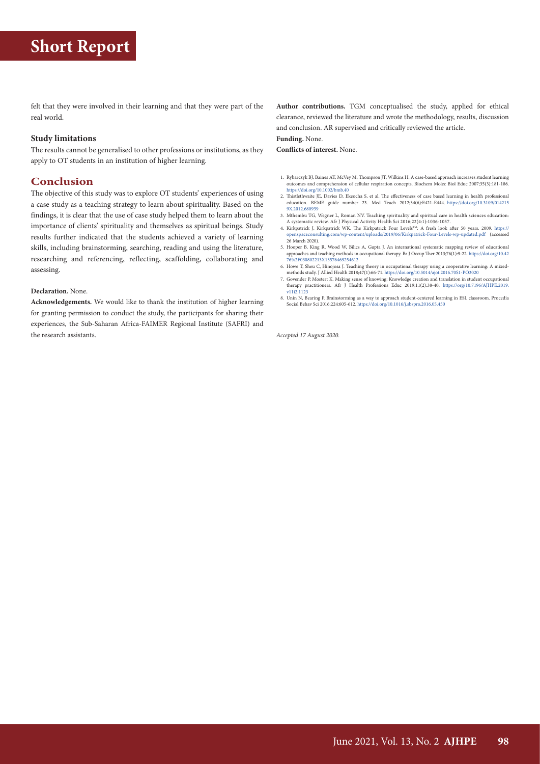felt that they were involved in their learning and that they were part of the real world.

### Study limitations

The results cannot be generalised to other professions or institutions, as they apply to OT students in an institution of higher learning.

## Conclusion

The objective of this study was to explore OT students' experiences of using a case study as a teaching strategy to learn about spirituality. Based on the findings, it is clear that the use of case study helped them to learn about the importance of clients' spirituality and themselves as spiritual beings. Study results further indicated that the students achieved a variety of learning skills, including brainstorming, searching, reading and using the literature, researching and referencing, reflecting, scaffolding, collaborating and assessing.

**Declaration.** None.

**Acknowledgements.** We would like to thank the institution of higher learning for granting permission to conduct the study, the participants for sharing their experiences, the Sub-Saharan Africa-FAIMER Regional Institute (SAFRI) and the research assistants.

**Author contributions.** TGM conceptualised the study, applied for ethical clearance, reviewed the literature and wrote the methodology, results, discussion and conclusion. AR supervised and critically reviewed the article.

**Funding.** None.

**Conflicts of interest.** None.

1. Rybarczyk BJ, Baines AT, McVey M, Thompson JT, Wilkins H. A case-based approach increases student learning outcomes and comprehension of cellular respiration concepts. Biochem Molec Biol Educ 2007;35(3):181-186. https://doi.org/10.1002/bmb.40
2. Thistlethwaite JE, Davies D, Ekeocha S, et al. The effectiveness of case based learning in health professional education. BEME guide number 23. Med Teach 2012;34(6):E421-E444. https://doi.org/10.3109/0142159X.2012.680939
3. Mthembu TG, Wegner L, Roman NV. Teaching spirituality and spiritual care in health sciences education: A systematic review. Afr J Physical Activity Health Sci 2016;22(4:1):1036-1057.
4. Kirkpatrick J, Kirkpatrick WK. The Kirkpatrick Four Levels™: A fresh look after 50 years. 2009. https://openspaceconsulting.com/wp-content/uploads/2019/06/Kirkpatrick-Four-Levels-wp-updated.pdf (accessed 26 March 2020).
5. Hooper B, King R, Wood W, Bilics A, Gupta J. An international systematic mapping review of educational approaches and teaching methods in occupational therapy. Br J Occup Ther 2013;76(1):9-22. https://doi.org/10.4276%2F030802213X13576469254612
6. Howe T, Sheu C, Hinojosa J. Teaching theory in occupational therapy using a cooperative learning: A mixed-methods study. J Allied Health 2018;47(1):66-71. https://doi.org/10.5014/ajot.2016.70S1-PO3020
7. Govender P, Mostert K. Making sense of knowing: Knowledge creation and translation in student occupational therapy practitioners. Afr J Health Professions Educ 2019;11(2):38-40. https://org/10.7196/AJHPE.2019.v11i2.1123
8. Unin N, Bearing P. Brainstorming as a way to approach student-centered learning in ESL classroom. Procedia Social Behav Sci 2016;224:605-612. https://doi.org/10.1016/j.sbspro.2016.05.450

*Accepted 17 August 2020.*